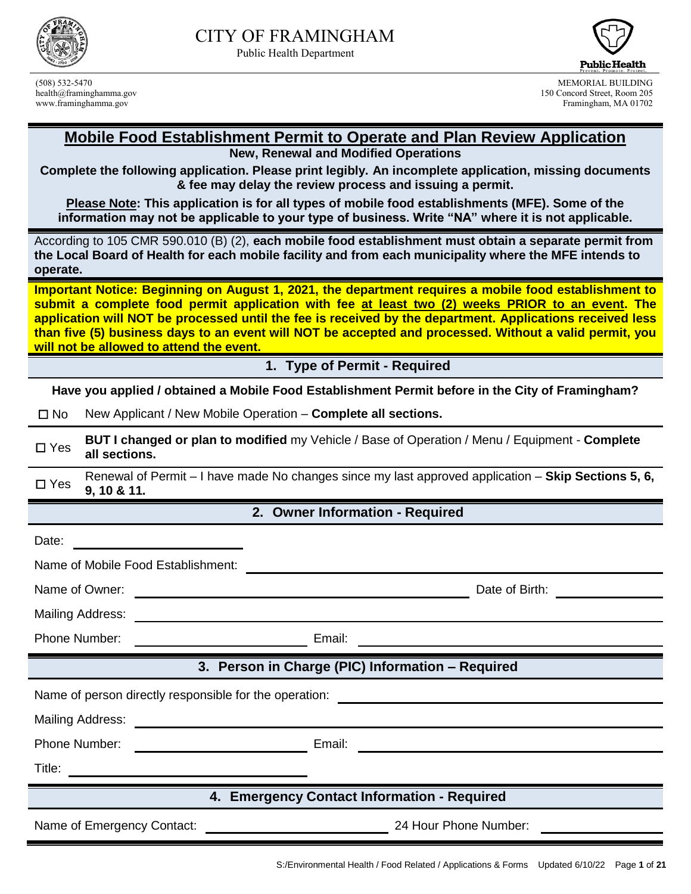# CITY OF FRAMINGHAM

Public Health Department

(508) 532-5470
health@framinghamma.gov
www.framinghamma.gov

MEMORIAL BUILDING
150 Concord Street, Room 205
Framingham, MA 01702

## Mobile Food Establishment Permit to Operate and Plan Review Application

**New, Renewal and Modified Operations**

**Complete the following application. Please print legibly. An incomplete application, missing documents & fee may delay the review process and issuing a permit.**

**Please Note: This application is for all types of mobile food establishments (MFE). Some of the information may not be applicable to your type of business. Write "NA" where it is not applicable.**

According to 105 CMR 590.010 (B) (2), **each mobile food establishment must obtain a separate permit from the Local Board of Health for each mobile facility and from each municipality where the MFE intends to operate.**

**Important Notice: Beginning on August 1, 2021, the department requires a mobile food establishment to submit a complete food permit application with fee at least two (2) weeks PRIOR to an event. The application will NOT be processed until the fee is received by the department. Applications received less than five (5) business days to an event will NOT be accepted and processed. Without a valid permit, you will not be allowed to attend the event.**

### 1. Type of Permit - Required

**Have you applied / obtained a Mobile Food Establishment Permit before in the City of Framingham?**

☐ No — New Applicant / New Mobile Operation – **Complete all sections.**

☐ Yes — **BUT I changed or plan to modified** my Vehicle / Base of Operation / Menu / Equipment - **Complete all sections.**

☐ Yes — Renewal of Permit – I have made No changes since my last approved application – **Skip Sections 5, 6, 9, 10 & 11.**

### 2. Owner Information - Required

Date: ______________________

Name of Mobile Food Establishment: ______________________

Name of Owner: ______________________ Date of Birth: ______________

Mailing Address: ______________________

Phone Number: ______________ Email: ______________________

### 3. Person in Charge (PIC) Information – Required

Name of person directly responsible for the operation: ______________________

Mailing Address: ______________________

Phone Number: ______________ Email: ______________________

Title: ______________________

### 4. Emergency Contact Information - Required

Name of Emergency Contact: ______________________ 24 Hour Phone Number: ______________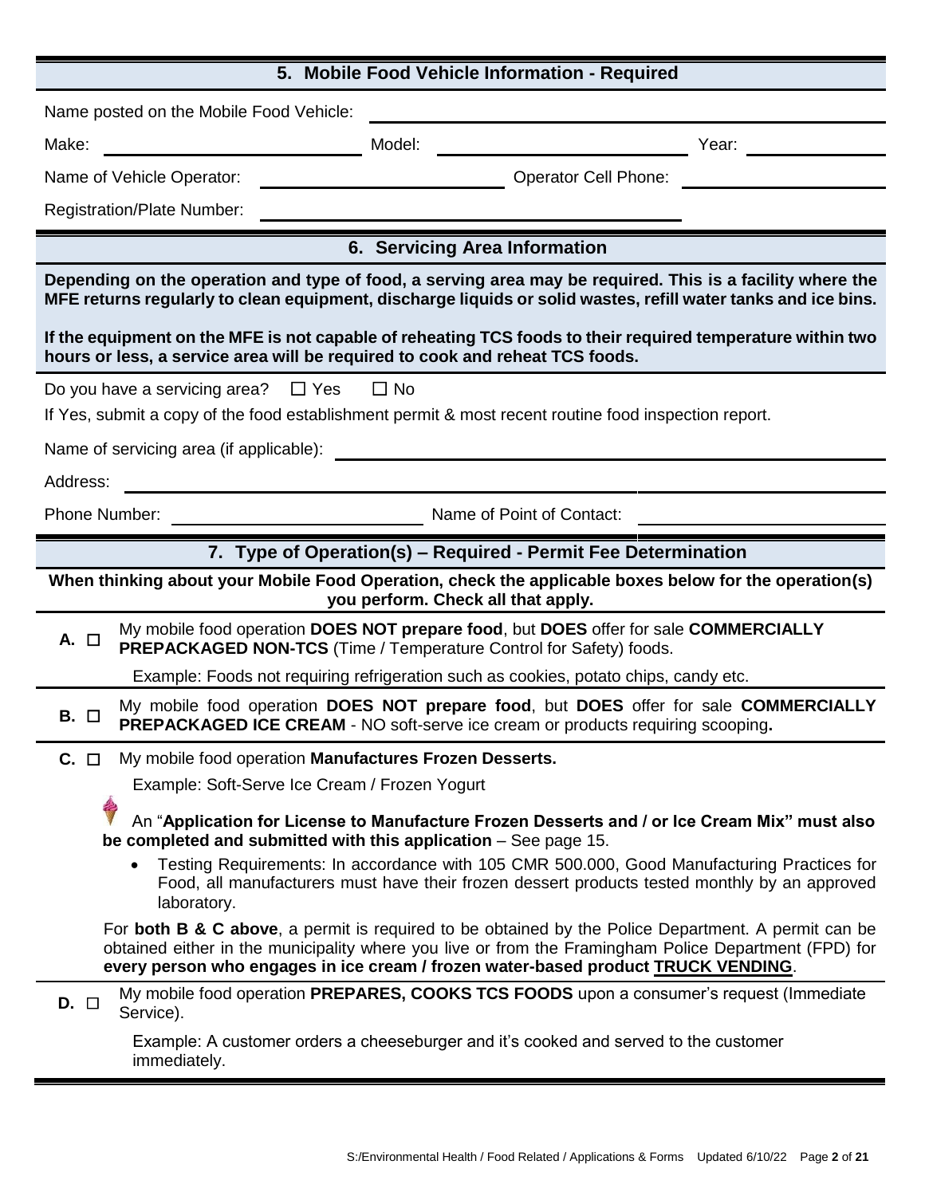## 5. Mobile Food Vehicle Information - Required

Name posted on the Mobile Food Vehicle: ____________________

Make: ____________________ Model: ____________________ Year: ____________

Name of Vehicle Operator: ____________________ Operator Cell Phone: ____________________

Registration/Plate Number: ____________________

## 6. Servicing Area Information

**Depending on the operation and type of food, a serving area may be required. This is a facility where the MFE returns regularly to clean equipment, discharge liquids or solid wastes, refill water tanks and ice bins.**

**If the equipment on the MFE is not capable of reheating TCS foods to their required temperature within two hours or less, a service area will be required to cook and reheat TCS foods.**

Do you have a servicing area? ☐ Yes ☐ No

If Yes, submit a copy of the food establishment permit & most recent routine food inspection report.

Name of servicing area (if applicable): ____________________

Address: ____________________

Phone Number: ____________________ Name of Point of Contact: ____________________

## 7. Type of Operation(s) – Required - Permit Fee Determination

**When thinking about your Mobile Food Operation, check the applicable boxes below for the operation(s) you perform. Check all that apply.**

**A.** ☐ My mobile food operation **DOES NOT prepare food**, but **DOES** offer for sale **COMMERCIALLY PREPACKAGED NON-TCS** (Time / Temperature Control for Safety) foods.

Example: Foods not requiring refrigeration such as cookies, potato chips, candy etc.

**B.** ☐ My mobile food operation **DOES NOT prepare food**, but **DOES** offer for sale **COMMERCIALLY PREPACKAGED ICE CREAM** - NO soft-serve ice cream or products requiring scooping**.**

**C.** ☐ My mobile food operation **Manufactures Frozen Desserts.**

Example: Soft-Serve Ice Cream / Frozen Yogurt

An "**Application for License to Manufacture Frozen Desserts and / or Ice Cream Mix" must also be completed and submitted with this application** – See page 15.

- Testing Requirements: In accordance with 105 CMR 500.000, Good Manufacturing Practices for Food, all manufacturers must have their frozen dessert products tested monthly by an approved laboratory.

For **both B & C above**, a permit is required to be obtained by the Police Department. A permit can be obtained either in the municipality where you live or from the Framingham Police Department (FPD) for **every person who engages in ice cream / frozen water-based product TRUCK VENDING**.

**D.** ☐ My mobile food operation **PREPARES, COOKS TCS FOODS** upon a consumer's request (Immediate Service).

Example: A customer orders a cheeseburger and it's cooked and served to the customer immediately.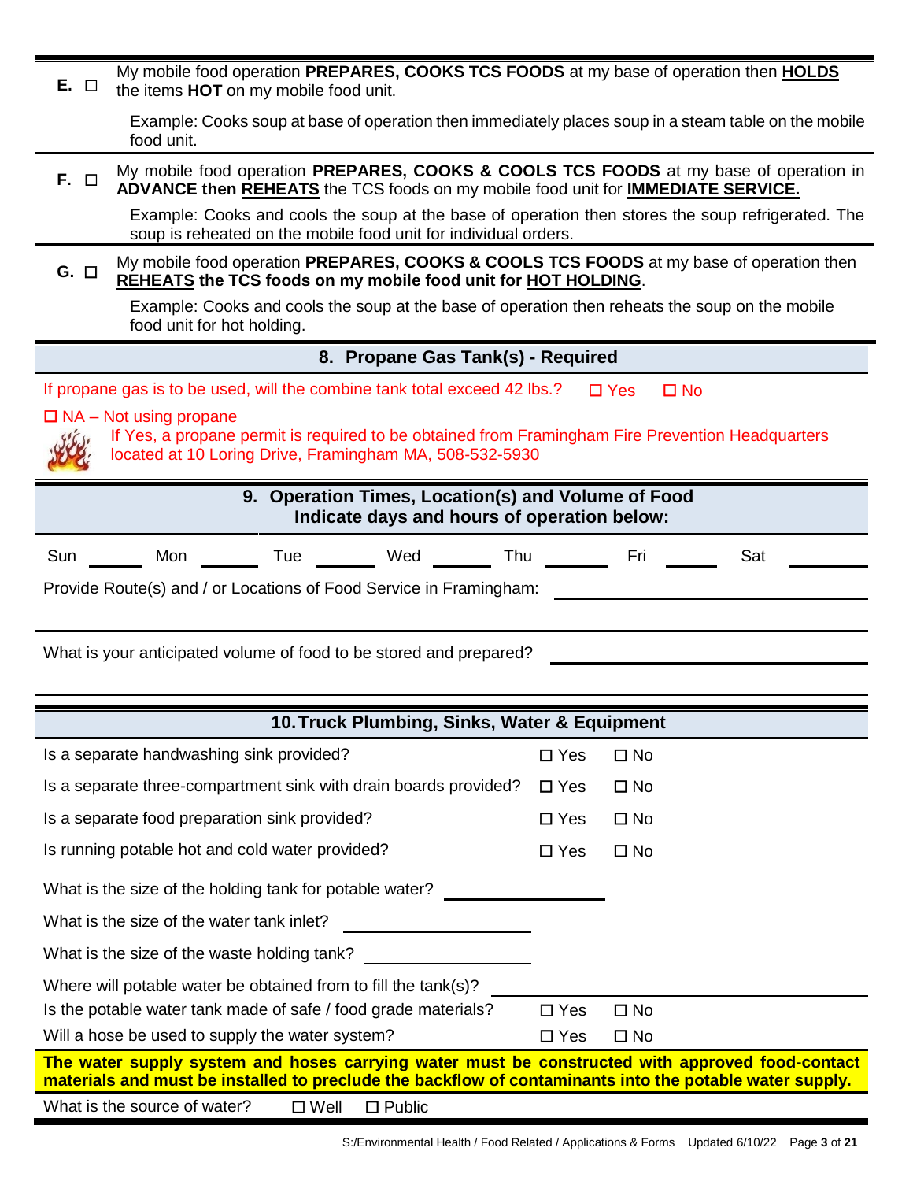**E.** ☐ My mobile food operation **PREPARES, COOKS TCS FOODS** at my base of operation then **HOLDS** the items **HOT** on my mobile food unit.

Example: Cooks soup at base of operation then immediately places soup in a steam table on the mobile food unit.

**F.** ☐ My mobile food operation **PREPARES, COOKS & COOLS TCS FOODS** at my base of operation in **ADVANCE then REHEATS** the TCS foods on my mobile food unit for **IMMEDIATE SERVICE.**

Example: Cooks and cools the soup at the base of operation then stores the soup refrigerated. The soup is reheated on the mobile food unit for individual orders.

**G.** ☐ My mobile food operation **PREPARES, COOKS & COOLS TCS FOODS** at my base of operation then **REHEATS the TCS foods on my mobile food unit for HOT HOLDING**.

Example: Cooks and cools the soup at the base of operation then reheats the soup on the mobile food unit for hot holding.

## 8. Propane Gas Tank(s) - Required

If propane gas is to be used, will the combine tank total exceed 42 lbs.? ☐ Yes ☐ No

☐ NA – Not using propane

If Yes, a propane permit is required to be obtained from Framingham Fire Prevention Headquarters located at 10 Loring Drive, Framingham MA, 508-532-5930

## 9. Operation Times, Location(s) and Volume of Food
### Indicate days and hours of operation below:

Sun ______ Mon ______ Tue ______ Wed ______ Thu ______ Fri ______ Sat ______

Provide Route(s) and / or Locations of Food Service in Framingham: ____________________

What is your anticipated volume of food to be stored and prepared? ____________________

## 10. Truck Plumbing, Sinks, Water & Equipment

Is a separate handwashing sink provided? ☐ Yes ☐ No

Is a separate three-compartment sink with drain boards provided? ☐ Yes ☐ No

Is a separate food preparation sink provided? ☐ Yes ☐ No

Is running potable hot and cold water provided? ☐ Yes ☐ No

What is the size of the holding tank for potable water? ____________________

What is the size of the water tank inlet? ____________________

What is the size of the waste holding tank? ____________________

Where will potable water be obtained from to fill the tank(s)? ____________________

Is the potable water tank made of safe / food grade materials? ☐ Yes ☐ No

Will a hose be used to supply the water system? ☐ Yes ☐ No

**The water supply system and hoses carrying water must be constructed with approved food-contact materials and must be installed to preclude the backflow of contaminants into the potable water supply.**

What is the source of water? ☐ Well ☐ Public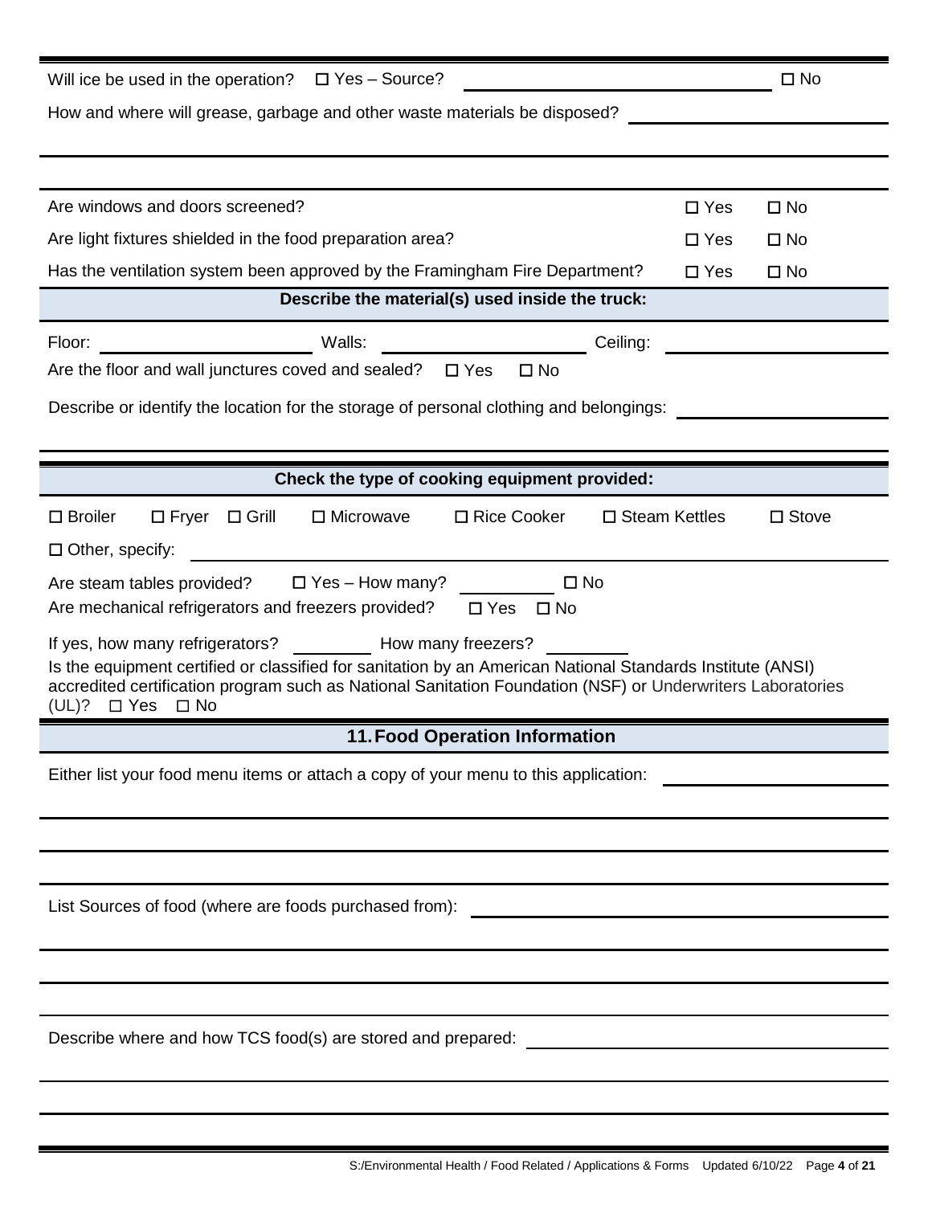Will ice be used in the operation? ☐ Yes – Source? ______________________ ☐ No

How and where will grease, garbage and other waste materials be disposed? ______________________

______________________________________________________________________

Are windows and doors screened? ☐ Yes ☐ No

Are light fixtures shielded in the food preparation area? ☐ Yes ☐ No

Has the ventilation system been approved by the Framingham Fire Department? ☐ Yes ☐ No

**Describe the material(s) used inside the truck:**

Floor: ______________________ Walls: ______________________ Ceiling: ______________________

Are the floor and wall junctures coved and sealed? ☐ Yes ☐ No

Describe or identify the location for the storage of personal clothing and belongings: ______________________

______________________________________________________________________

**Check the type of cooking equipment provided:**

☐ Broiler ☐ Fryer ☐ Grill ☐ Microwave ☐ Rice Cooker ☐ Steam Kettles ☐ Stove

☐ Other, specify: ______________________________________________________________________

Are steam tables provided? ☐ Yes – How many? __________ ☐ No

Are mechanical refrigerators and freezers provided? ☐ Yes ☐ No

If yes, how many refrigerators? _________ How many freezers? _________

Is the equipment certified or classified for sanitation by an American National Standards Institute (ANSI) accredited certification program such as National Sanitation Foundation (NSF) or Underwriters Laboratories (UL)? ☐ Yes ☐ No

## 11. Food Operation Information

Either list your food menu items or attach a copy of your menu to this application: ______________________

______________________________________________________________________

______________________________________________________________________

List Sources of food (where are foods purchased from): ______________________

______________________________________________________________________

______________________________________________________________________

Describe where and how TCS food(s) are stored and prepared: ______________________

______________________________________________________________________

______________________________________________________________________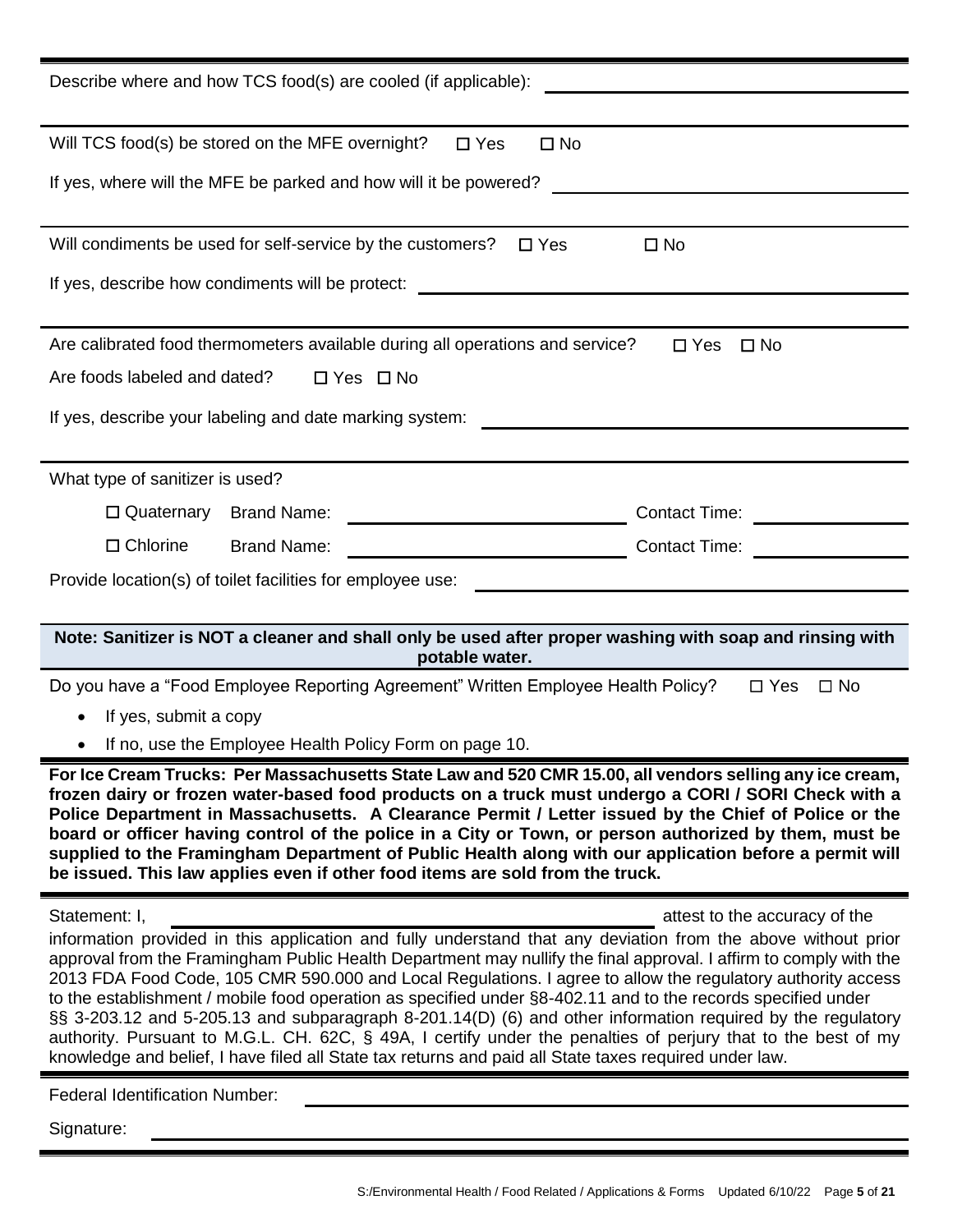Describe where and how TCS food(s) are cooled (if applicable): ________________

Will TCS food(s) be stored on the MFE overnight? ☐ Yes ☐ No

If yes, where will the MFE be parked and how will it be powered? ________________

Will condiments be used for self-service by the customers? ☐ Yes ☐ No

If yes, describe how condiments will be protect: ________________

Are calibrated food thermometers available during all operations and service? ☐ Yes ☐ No

Are foods labeled and dated? ☐ Yes ☐ No

If yes, describe your labeling and date marking system: ________________

What type of sanitizer is used?

☐ Quaternary Brand Name: ________________ Contact Time: ________________

☐ Chlorine Brand Name: ________________ Contact Time: ________________

Provide location(s) of toilet facilities for employee use: ________________

**Note: Sanitizer is NOT a cleaner and shall only be used after proper washing with soap and rinsing with potable water.**

Do you have a "Food Employee Reporting Agreement" Written Employee Health Policy? ☐ Yes ☐ No

- If yes, submit a copy
- If no, use the Employee Health Policy Form on page 10.

**For Ice Cream Trucks: Per Massachusetts State Law and 520 CMR 15.00, all vendors selling any ice cream, frozen dairy or frozen water-based food products on a truck must undergo a CORI / SORI Check with a Police Department in Massachusetts. A Clearance Permit / Letter issued by the Chief of Police or the board or officer having control of the police in a City or Town, or person authorized by them, must be supplied to the Framingham Department of Public Health along with our application before a permit will be issued. This law applies even if other food items are sold from the truck.**

Statement: I, ________________ attest to the accuracy of the information provided in this application and fully understand that any deviation from the above without prior approval from the Framingham Public Health Department may nullify the final approval. I affirm to comply with the 2013 FDA Food Code, 105 CMR 590.000 and Local Regulations. I agree to allow the regulatory authority access to the establishment / mobile food operation as specified under §8-402.11 and to the records specified under §§ 3-203.12 and 5-205.13 and subparagraph 8-201.14(D) (6) and other information required by the regulatory authority. Pursuant to M.G.L. CH. 62C, § 49A, I certify under the penalties of perjury that to the best of my knowledge and belief, I have filed all State tax returns and paid all State taxes required under law.

Federal Identification Number: ________________

Signature: ________________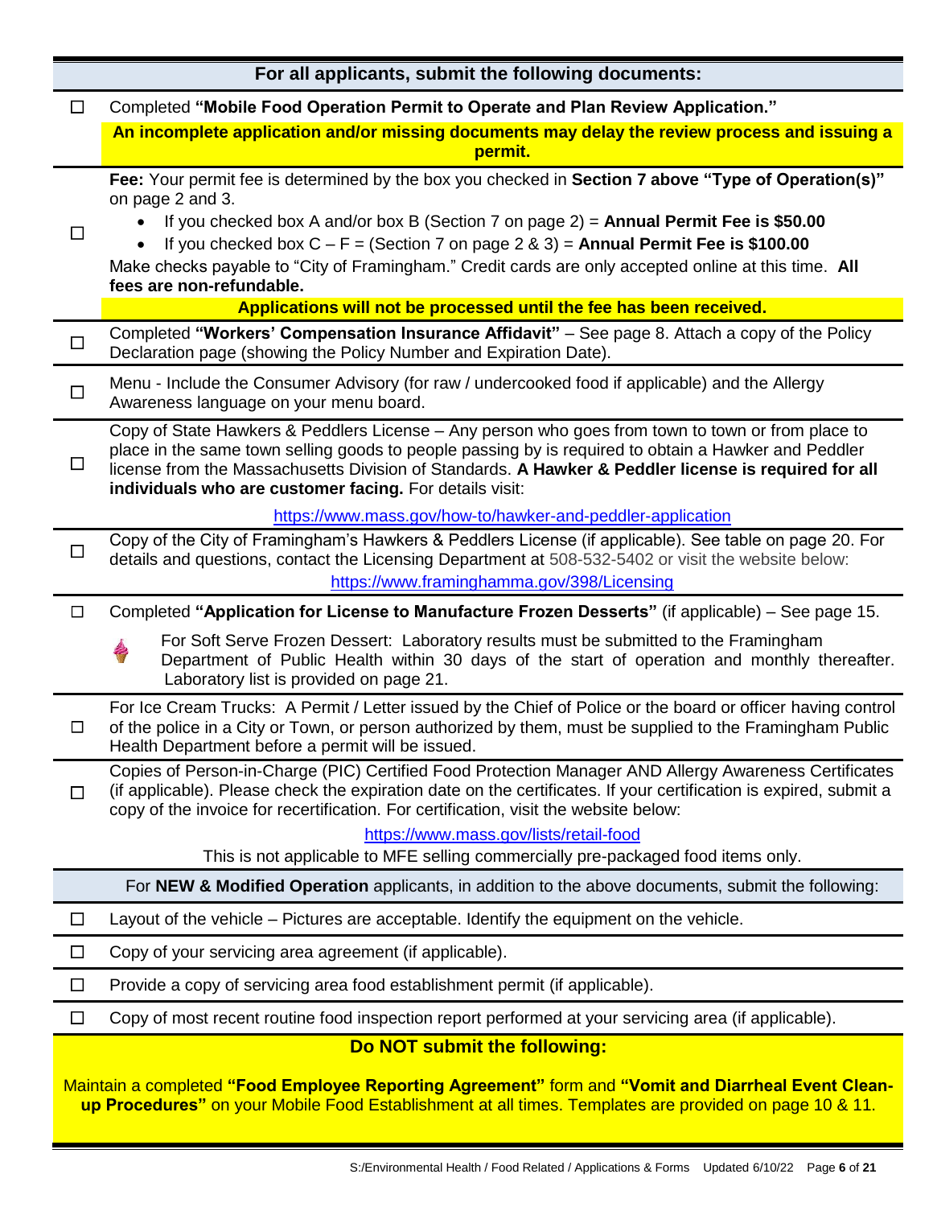## For all applicants, submit the following documents:

- ☐ Completed **"Mobile Food Operation Permit to Operate and Plan Review Application."**

  **An incomplete application and/or missing documents may delay the review process and issuing a permit.**

- ☐ **Fee:** Your permit fee is determined by the box you checked in **Section 7 above "Type of Operation(s)"** on page 2 and 3.
  - If you checked box A and/or box B (Section 7 on page 2) = **Annual Permit Fee is $50.00**
  - If you checked box C – F = (Section 7 on page 2 & 3) = **Annual Permit Fee is $100.00**

  Make checks payable to "City of Framingham." Credit cards are only accepted online at this time. **All fees are non-refundable.**

  **Applications will not be processed until the fee has been received.**

- ☐ Completed **"Workers' Compensation Insurance Affidavit"** – See page 8. Attach a copy of the Policy Declaration page (showing the Policy Number and Expiration Date).

- ☐ Menu - Include the Consumer Advisory (for raw / undercooked food if applicable) and the Allergy Awareness language on your menu board.

- ☐ Copy of State Hawkers & Peddlers License – Any person who goes from town to town or from place to place in the same town selling goods to people passing by is required to obtain a Hawker and Peddler license from the Massachusetts Division of Standards. **A Hawker & Peddler license is required for all individuals who are customer facing.** For details visit:

  https://www.mass.gov/how-to/hawker-and-peddler-application

- ☐ Copy of the City of Framingham's Hawkers & Peddlers License (if applicable). See table on page 20. For details and questions, contact the Licensing Department at 508-532-5402 or visit the website below:

  https://www.framinghamma.gov/398/Licensing

- ☐ Completed **"Application for License to Manufacture Frozen Desserts"** (if applicable) – See page 15.

  For Soft Serve Frozen Dessert: Laboratory results must be submitted to the Framingham Department of Public Health within 30 days of the start of operation and monthly thereafter. Laboratory list is provided on page 21.

- ☐ For Ice Cream Trucks: A Permit / Letter issued by the Chief of Police or the board or officer having control of the police in a City or Town, or person authorized by them, must be supplied to the Framingham Public Health Department before a permit will be issued.

- ☐ Copies of Person-in-Charge (PIC) Certified Food Protection Manager AND Allergy Awareness Certificates (if applicable). Please check the expiration date on the certificates. If your certification is expired, submit a copy of the invoice for recertification. For certification, visit the website below:

  https://www.mass.gov/lists/retail-food

  This is not applicable to MFE selling commercially pre-packaged food items only.

## For **NEW & Modified Operation** applicants, in addition to the above documents, submit the following:

- ☐ Layout of the vehicle – Pictures are acceptable. Identify the equipment on the vehicle.
- ☐ Copy of your servicing area agreement (if applicable).
- ☐ Provide a copy of servicing area food establishment permit (if applicable).
- ☐ Copy of most recent routine food inspection report performed at your servicing area (if applicable).

## Do NOT submit the following:

Maintain a completed **"Food Employee Reporting Agreement"** form and **"Vomit and Diarrheal Event Clean-up Procedures"** on your Mobile Food Establishment at all times. Templates are provided on page 10 & 11.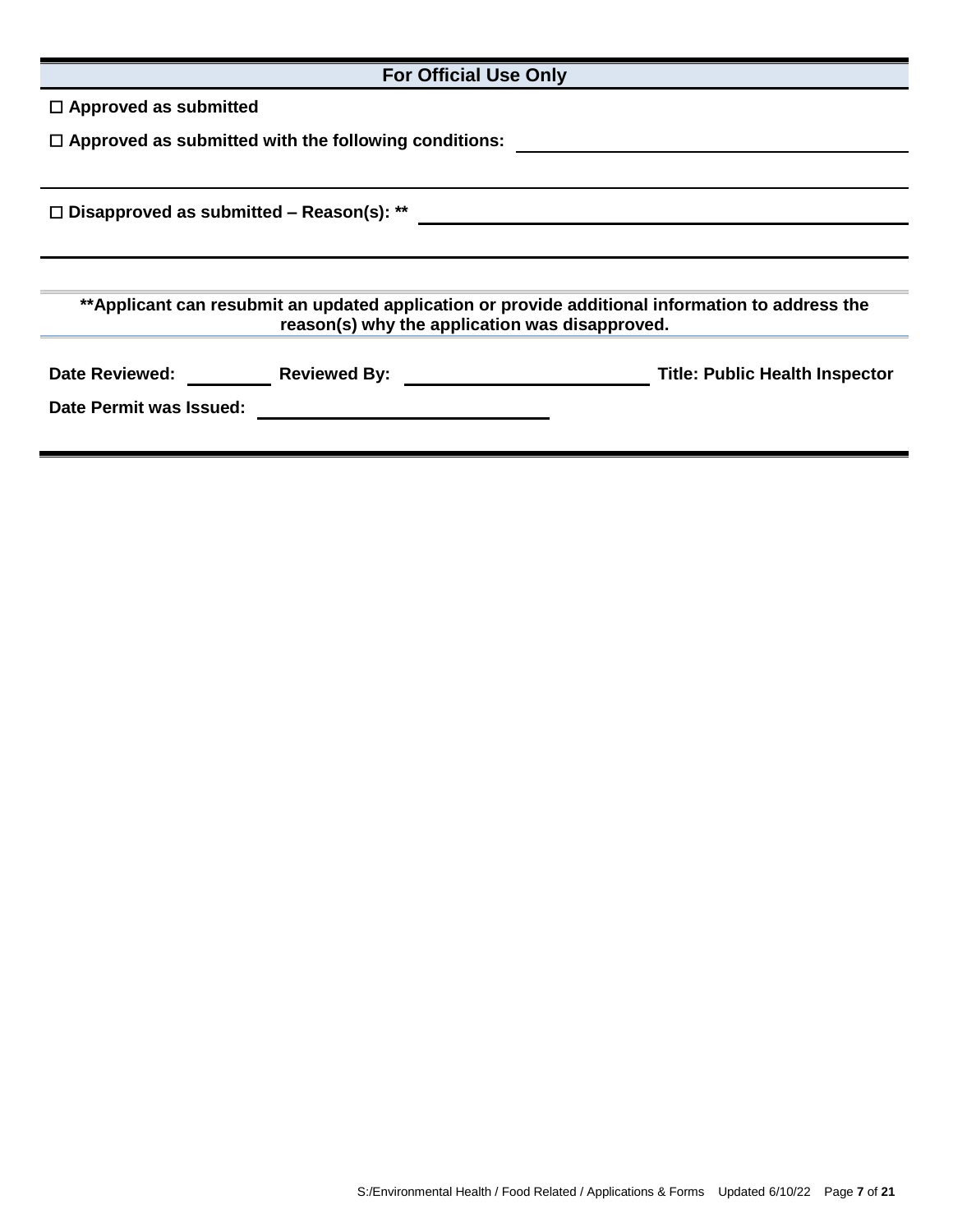## For Official Use Only

☐ **Approved as submitted**

☐ **Approved as submitted with the following conditions:** ______________________________

______________________________________________________________________

☐ **Disapproved as submitted – Reason(s): **** ______________________________

______________________________________________________________________

**\*\*Applicant can resubmit an updated application or provide additional information to address the reason(s) why the application was disapproved.**

**Date Reviewed:** ________ **Reviewed By:** ______________________ **Title: Public Health Inspector**

**Date Permit was Issued:** ______________________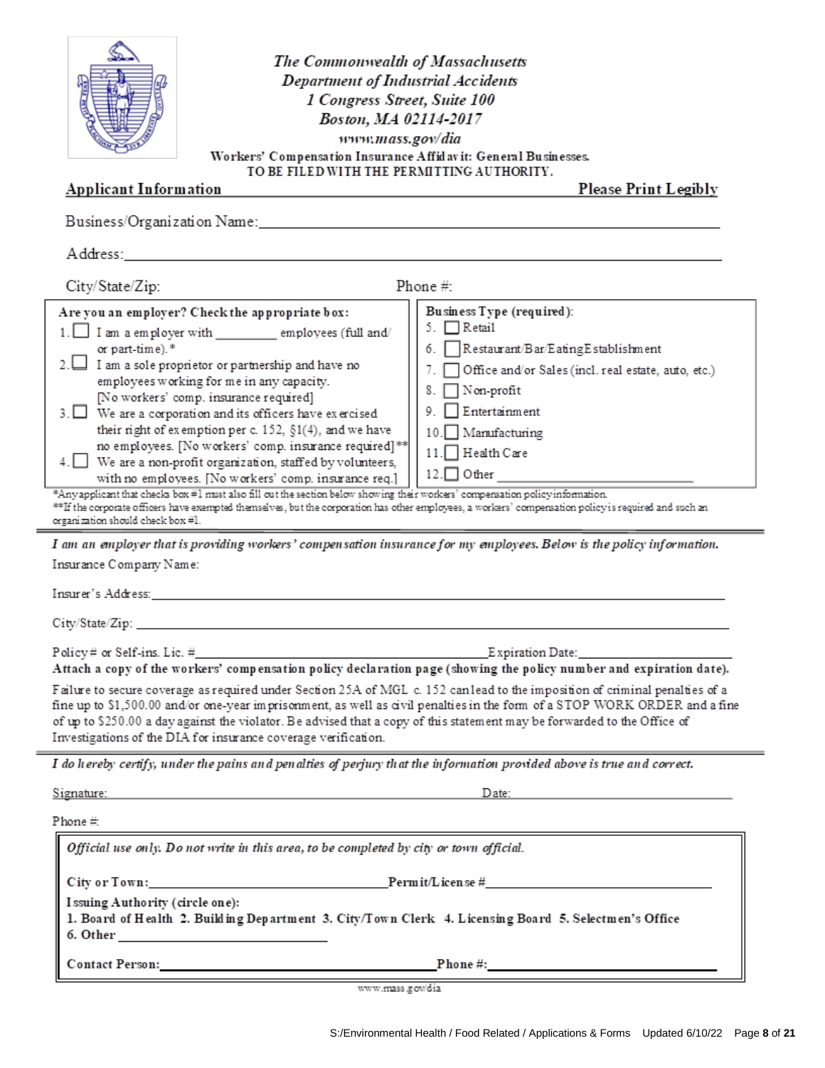*The Commonwealth of Massachusetts*
*Department of Industrial Accidents*
*1 Congress Street, Suite 100*
*Boston, MA 02114-2017*
*www.mass.gov/dia*

**Workers' Compensation Insurance Affidavit: General Businesses.**
**TO BE FILED WITH THE PERMITTING AUTHORITY.**

## Applicant Information

**Please Print Legibly**

Business/Organization Name: ______________________________

Address: ______________________________

City/State/Zip: ______________________________ Phone #: ______________

| **Are you an employer? Check the appropriate box:** | **Business Type (required):** |
|---|---|
| 1. ☐ I am a employer with ________ employees (full and/ or part-time).* | 5. ☐ Retail |
| 2. ☐ I am a sole proprietor or partnership and have no employees working for me in any capacity. [No workers' comp. insurance required] | 6. ☐ Restaurant/Bar/Eating Establishment |
| 3. ☐ We are a corporation and its officers have exercised their right of exemption per c. 152, §1(4), and we have no employees. [No workers' comp. insurance required]** | 7. ☐ Office and/or Sales (incl. real estate, auto, etc.) |
| 4. ☐ We are a non-profit organization, staffed by volunteers, with no employees. [No workers' comp. insurance req.] | 8. ☐ Non-profit |
| | 9. ☐ Entertainment |
| | 10. ☐ Manufacturing |
| | 11. ☐ Health Care |
| | 12. ☐ Other ______________ |

*Any applicant that checks box #1 must also fill out the section below showing their workers' compensation policy information.

**If the corporate officers have exempted themselves, but the corporation has other employees, a workers' compensation policy is required and such an organization should check box #1.

---

***I am an employer that is providing workers' compensation insurance for my employees. Below is the policy information.***

Insurance Company Name: ______________________________

Insurer's Address: ______________________________

City/State/Zip: ______________________________

Policy # or Self-ins. Lic. # ______________________________ Expiration Date: ______________

**Attach a copy of the workers' compensation policy declaration page (showing the policy number and expiration date).**

Failure to secure coverage as required under Section 25A of MGL c. 152 can lead to the imposition of criminal penalties of a fine up to $1,500.00 and/or one-year imprisonment, as well as civil penalties in the form of a STOP WORK ORDER and a fine of up to $250.00 a day against the violator. Be advised that a copy of this statement may be forwarded to the Office of Investigations of the DIA for insurance coverage verification.

---

***I do hereby certify, under the pains and penalties of perjury that the information provided above is true and correct.***

Signature: ______________________________ Date: ______________

Phone #: ______________

---

***Official use only. Do not write in this area, to be completed by city or town official.***

**City or Town:** ______________________________ **Permit/License #** ______________________________

**Issuing Authority (circle one):**
**1. Board of Health 2. Building Department 3. City/Town Clerk 4. Licensing Board 5. Selectmen's Office**
**6. Other** ______________________________

**Contact Person:** ______________________________ **Phone #:** ______________________________

www.mass.gov/dia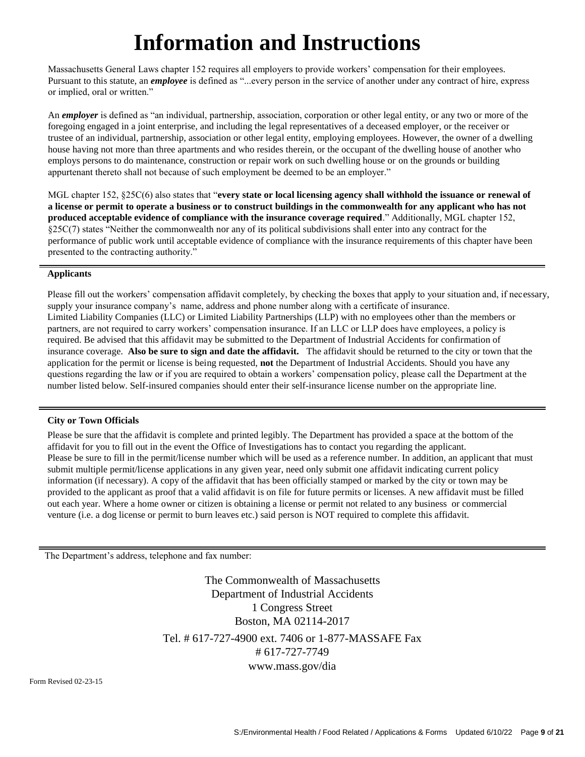# Information and Instructions

Massachusetts General Laws chapter 152 requires all employers to provide workers' compensation for their employees. Pursuant to this statute, an ***employee*** is defined as "...every person in the service of another under any contract of hire, express or implied, oral or written."

An ***employer*** is defined as "an individual, partnership, association, corporation or other legal entity, or any two or more of the foregoing engaged in a joint enterprise, and including the legal representatives of a deceased employer, or the receiver or trustee of an individual, partnership, association or other legal entity, employing employees. However, the owner of a dwelling house having not more than three apartments and who resides therein, or the occupant of the dwelling house of another who employs persons to do maintenance, construction or repair work on such dwelling house or on the grounds or building appurtenant thereto shall not because of such employment be deemed to be an employer."

MGL chapter 152, §25C(6) also states that "**every state or local licensing agency shall withhold the issuance or renewal of a license or permit to operate a business or to construct buildings in the commonwealth for any applicant who has not produced acceptable evidence of compliance with the insurance coverage required**." Additionally, MGL chapter 152, §25C(7) states "Neither the commonwealth nor any of its political subdivisions shall enter into any contract for the performance of public work until acceptable evidence of compliance with the insurance requirements of this chapter have been presented to the contracting authority."

---

**Applicants**

Please fill out the workers' compensation affidavit completely, by checking the boxes that apply to your situation and, if necessary, supply your insurance company's name, address and phone number along with a certificate of insurance. Limited Liability Companies (LLC) or Limited Liability Partnerships (LLP) with no employees other than the members or partners, are not required to carry workers' compensation insurance. If an LLC or LLP does have employees, a policy is required. Be advised that this affidavit may be submitted to the Department of Industrial Accidents for confirmation of insurance coverage. **Also be sure to sign and date the affidavit.** The affidavit should be returned to the city or town that the application for the permit or license is being requested, **not** the Department of Industrial Accidents. Should you have any questions regarding the law or if you are required to obtain a workers' compensation policy, please call the Department at the number listed below. Self-insured companies should enter their self-insurance license number on the appropriate line.

---

**City or Town Officials**

Please be sure that the affidavit is complete and printed legibly. The Department has provided a space at the bottom of the affidavit for you to fill out in the event the Office of Investigations has to contact you regarding the applicant. Please be sure to fill in the permit/license number which will be used as a reference number. In addition, an applicant that must submit multiple permit/license applications in any given year, need only submit one affidavit indicating current policy information (if necessary). A copy of the affidavit that has been officially stamped or marked by the city or town may be provided to the applicant as proof that a valid affidavit is on file for future permits or licenses. A new affidavit must be filled out each year. Where a home owner or citizen is obtaining a license or permit not related to any business or commercial venture (i.e. a dog license or permit to burn leaves etc.) said person is NOT required to complete this affidavit.

---

The Department's address, telephone and fax number:

The Commonwealth of Massachusetts
Department of Industrial Accidents
1 Congress Street
Boston, MA 02114-2017

Tel. # 617-727-4900 ext. 7406 or 1-877-MASSAFE Fax # 617-727-7749
www.mass.gov/dia

Form Revised 02-23-15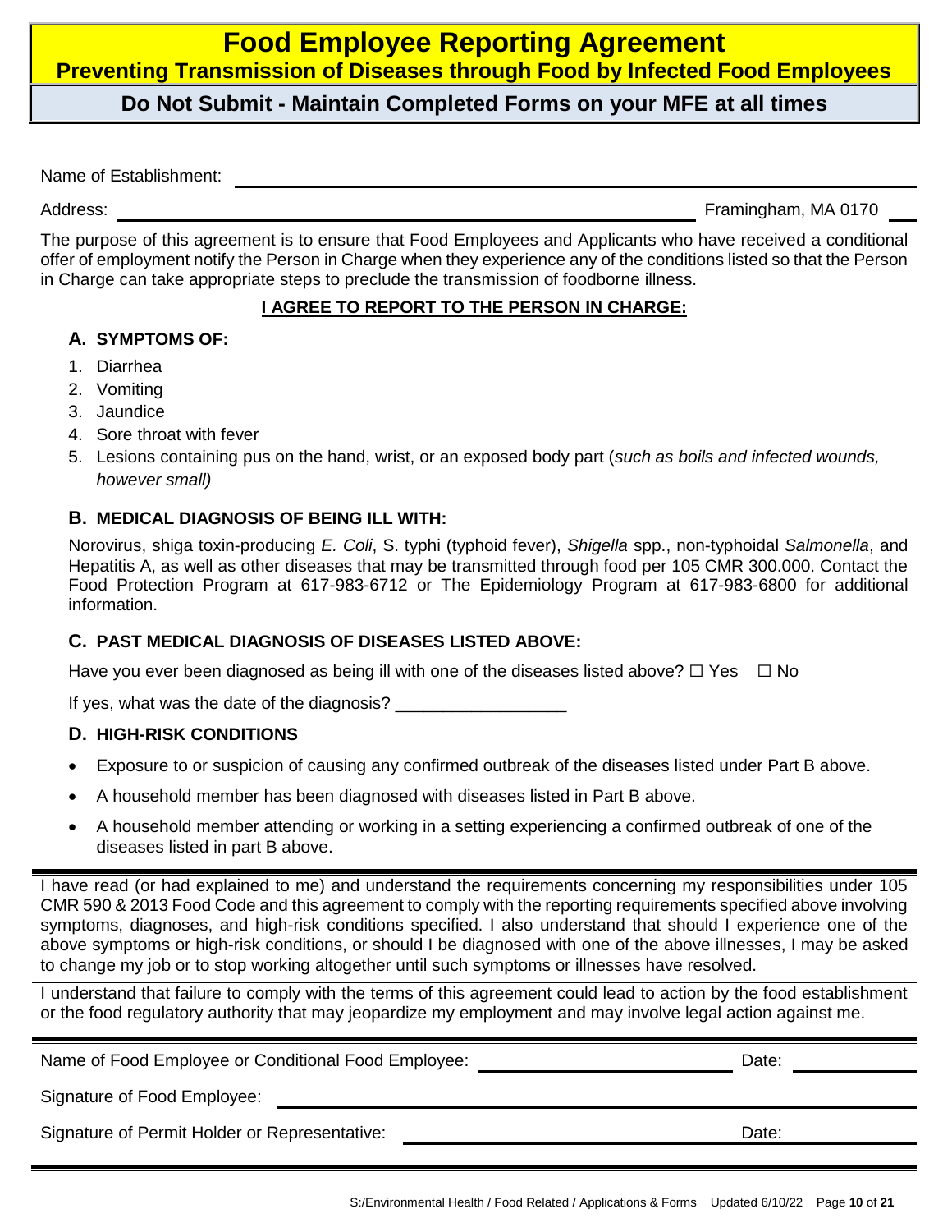# Food Employee Reporting Agreement

## Preventing Transmission of Diseases through Food by Infected Food Employees

### Do Not Submit - Maintain Completed Forms on your MFE at all times

Name of Establishment: ______________________________

Address: ______________________________ Framingham, MA 0170 ___

The purpose of this agreement is to ensure that Food Employees and Applicants who have received a conditional offer of employment notify the Person in Charge when they experience any of the conditions listed so that the Person in Charge can take appropriate steps to preclude the transmission of foodborne illness.

**I AGREE TO REPORT TO THE PERSON IN CHARGE:**

### A. SYMPTOMS OF:

1. Diarrhea
2. Vomiting
3. Jaundice
4. Sore throat with fever
5. Lesions containing pus on the hand, wrist, or an exposed body part (*such as boils and infected wounds, however small)*

### B. MEDICAL DIAGNOSIS OF BEING ILL WITH:

Norovirus, shiga toxin-producing *E. Coli*, S. typhi (typhoid fever), *Shigella* spp., non-typhoidal *Salmonella*, and Hepatitis A, as well as other diseases that may be transmitted through food per 105 CMR 300.000. Contact the Food Protection Program at 617-983-6712 or The Epidemiology Program at 617-983-6800 for additional information.

### C. PAST MEDICAL DIAGNOSIS OF DISEASES LISTED ABOVE:

Have you ever been diagnosed as being ill with one of the diseases listed above? ☐ Yes ☐ No

If yes, what was the date of the diagnosis? __________________

### D. HIGH-RISK CONDITIONS

- Exposure to or suspicion of causing any confirmed outbreak of the diseases listed under Part B above.
- A household member has been diagnosed with diseases listed in Part B above.
- A household member attending or working in a setting experiencing a confirmed outbreak of one of the diseases listed in part B above.

I have read (or had explained to me) and understand the requirements concerning my responsibilities under 105 CMR 590 & 2013 Food Code and this agreement to comply with the reporting requirements specified above involving symptoms, diagnoses, and high-risk conditions specified. I also understand that should I experience one of the above symptoms or high-risk conditions, or should I be diagnosed with one of the above illnesses, I may be asked to change my job or to stop working altogether until such symptoms or illnesses have resolved.

I understand that failure to comply with the terms of this agreement could lead to action by the food establishment or the food regulatory authority that may jeopardize my employment and may involve legal action against me.

Name of Food Employee or Conditional Food Employee: ______________________________ Date: ______________

Signature of Food Employee: ______________________________

Signature of Permit Holder or Representative: ______________________________ Date: ______________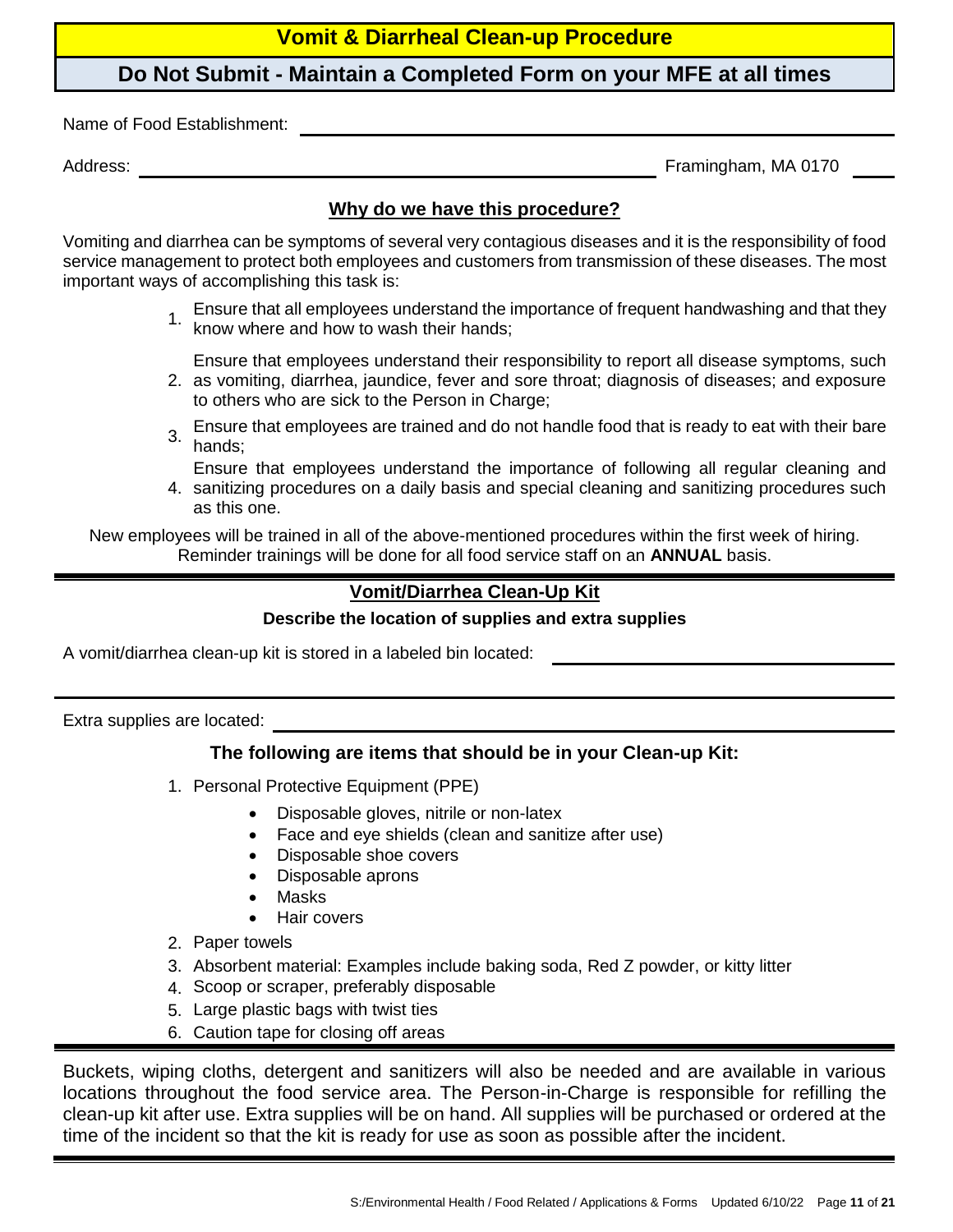# Vomit & Diarrheal Clean-up Procedure

## Do Not Submit - Maintain a Completed Form on your MFE at all times

Name of Food Establishment: ______________________________

Address: ______________________________ Framingham, MA 0170 ____

### Why do we have this procedure?

Vomiting and diarrhea can be symptoms of several very contagious diseases and it is the responsibility of food service management to protect both employees and customers from transmission of these diseases. The most important ways of accomplishing this task is:

1. Ensure that all employees understand the importance of frequent handwashing and that they know where and how to wash their hands;
2. Ensure that employees understand their responsibility to report all disease symptoms, such as vomiting, diarrhea, jaundice, fever and sore throat; diagnosis of diseases; and exposure to others who are sick to the Person in Charge;
3. Ensure that employees are trained and do not handle food that is ready to eat with their bare hands;
4. Ensure that employees understand the importance of following all regular cleaning and sanitizing procedures on a daily basis and special cleaning and sanitizing procedures such as this one.

New employees will be trained in all of the above-mentioned procedures within the first week of hiring. Reminder trainings will be done for all food service staff on an **ANNUAL** basis.

### Vomit/Diarrhea Clean-Up Kit

**Describe the location of supplies and extra supplies**

A vomit/diarrhea clean-up kit is stored in a labeled bin located: ______________________________

______________________________

Extra supplies are located: ______________________________

### The following are items that should be in your Clean-up Kit:

1. Personal Protective Equipment (PPE)
   - Disposable gloves, nitrile or non-latex
   - Face and eye shields (clean and sanitize after use)
   - Disposable shoe covers
   - Disposable aprons
   - Masks
   - Hair covers
2. Paper towels
3. Absorbent material: Examples include baking soda, Red Z powder, or kitty litter
4. Scoop or scraper, preferably disposable
5. Large plastic bags with twist ties
6. Caution tape for closing off areas

Buckets, wiping cloths, detergent and sanitizers will also be needed and are available in various locations throughout the food service area. The Person-in-Charge is responsible for refilling the clean-up kit after use. Extra supplies will be on hand. All supplies will be purchased or ordered at the time of the incident so that the kit is ready for use as soon as possible after the incident.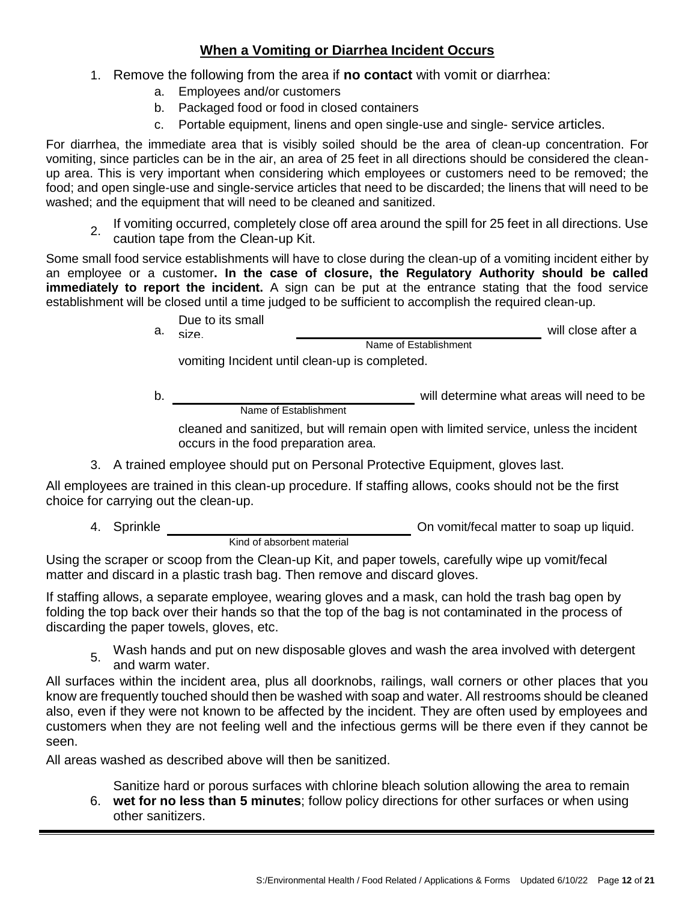## When a Vomiting or Diarrhea Incident Occurs

1. Remove the following from the area if **no contact** with vomit or diarrhea:
   a. Employees and/or customers
   b. Packaged food or food in closed containers
   c. Portable equipment, linens and open single-use and single- service articles.

For diarrhea, the immediate area that is visibly soiled should be the area of clean-up concentration. For vomiting, since particles can be in the air, an area of 25 feet in all directions should be considered the clean-up area. This is very important when considering which employees or customers need to be removed; the food; and open single-use and single-service articles that need to be discarded; the linens that will need to be washed; and the equipment that will need to be cleaned and sanitized.

2. If vomiting occurred, completely close off area around the spill for 25 feet in all directions. Use caution tape from the Clean-up Kit.

Some small food service establishments will have to close during the clean-up of a vomiting incident either by an employee or a customer**. In the case of closure, the Regulatory Authority should be called immediately to report the incident.** A sign can be put at the entrance stating that the food service establishment will be closed until a time judged to be sufficient to accomplish the required clean-up.

   a. Due to its small size, ______________________ will close after a vomiting Incident until clean-up is completed.
      (Name of Establishment)

   b. ______________________ will determine what areas will need to be cleaned and sanitized, but will remain open with limited service, unless the incident occurs in the food preparation area.
      (Name of Establishment)

3. A trained employee should put on Personal Protective Equipment, gloves last.

All employees are trained in this clean-up procedure. If staffing allows, cooks should not be the first choice for carrying out the clean-up.

4. Sprinkle ______________________ On vomit/fecal matter to soap up liquid.
   (Kind of absorbent material)

Using the scraper or scoop from the Clean-up Kit, and paper towels, carefully wipe up vomit/fecal matter and discard in a plastic trash bag. Then remove and discard gloves.

If staffing allows, a separate employee, wearing gloves and a mask, can hold the trash bag open by folding the top back over their hands so that the top of the bag is not contaminated in the process of discarding the paper towels, gloves, etc.

5. Wash hands and put on new disposable gloves and wash the area involved with detergent and warm water.

All surfaces within the incident area, plus all doorknobs, railings, wall corners or other places that you know are frequently touched should then be washed with soap and water. All restrooms should be cleaned also, even if they were not known to be affected by the incident. They are often used by employees and customers when they are not feeling well and the infectious germs will be there even if they cannot be seen.

All areas washed as described above will then be sanitized.

6. Sanitize hard or porous surfaces with chlorine bleach solution allowing the area to remain **wet for no less than 5 minutes**; follow policy directions for other surfaces or when using other sanitizers.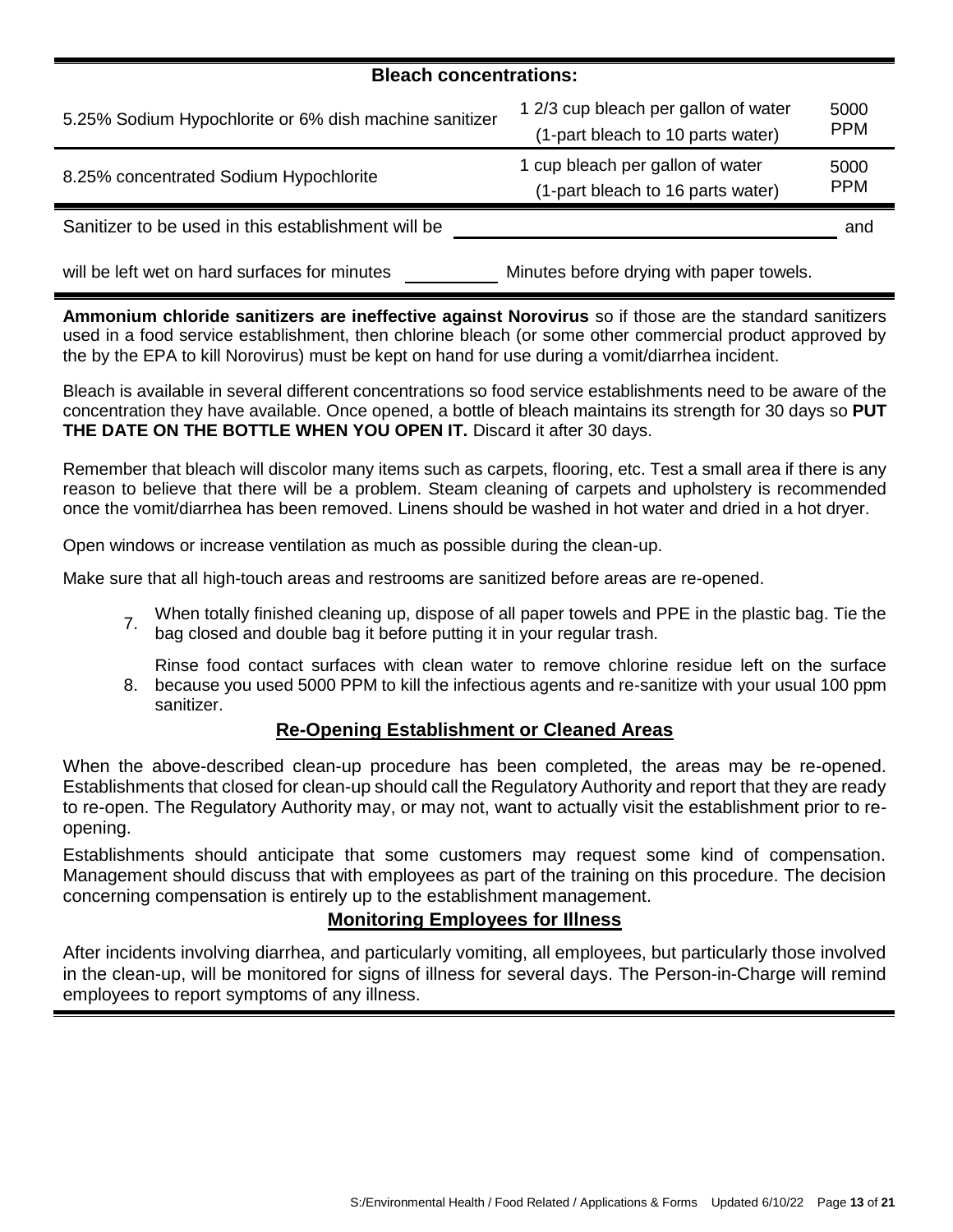| Bleach concentrations: | | |
|---|---|---|
| 5.25% Sodium Hypochlorite or 6% dish machine sanitizer | 1 2/3 cup bleach per gallon of water (1-part bleach to 10 parts water) | 5000 PPM |
| 8.25% concentrated Sodium Hypochlorite | 1 cup bleach per gallon of water (1-part bleach to 16 parts water) | 5000 PPM |

Sanitizer to be used in this establishment will be ______________________ and

will be left wet on hard surfaces for minutes __________ Minutes before drying with paper towels.

**Ammonium chloride sanitizers are ineffective against Norovirus** so if those are the standard sanitizers used in a food service establishment, then chlorine bleach (or some other commercial product approved by the by the EPA to kill Norovirus) must be kept on hand for use during a vomit/diarrhea incident.

Bleach is available in several different concentrations so food service establishments need to be aware of the concentration they have available. Once opened, a bottle of bleach maintains its strength for 30 days so **PUT THE DATE ON THE BOTTLE WHEN YOU OPEN IT.** Discard it after 30 days.

Remember that bleach will discolor many items such as carpets, flooring, etc. Test a small area if there is any reason to believe that there will be a problem. Steam cleaning of carpets and upholstery is recommended once the vomit/diarrhea has been removed. Linens should be washed in hot water and dried in a hot dryer.

Open windows or increase ventilation as much as possible during the clean-up.

Make sure that all high-touch areas and restrooms are sanitized before areas are re-opened.

7. When totally finished cleaning up, dispose of all paper towels and PPE in the plastic bag. Tie the bag closed and double bag it before putting it in your regular trash.
8. Rinse food contact surfaces with clean water to remove chlorine residue left on the surface because you used 5000 PPM to kill the infectious agents and re-sanitize with your usual 100 ppm sanitizer.

## Re-Opening Establishment or Cleaned Areas

When the above-described clean-up procedure has been completed, the areas may be re-opened. Establishments that closed for clean-up should call the Regulatory Authority and report that they are ready to re-open. The Regulatory Authority may, or may not, want to actually visit the establishment prior to re-opening.

Establishments should anticipate that some customers may request some kind of compensation. Management should discuss that with employees as part of the training on this procedure. The decision concerning compensation is entirely up to the establishment management.

## Monitoring Employees for Illness

After incidents involving diarrhea, and particularly vomiting, all employees, but particularly those involved in the clean-up, will be monitored for signs of illness for several days. The Person-in-Charge will remind employees to report symptoms of any illness.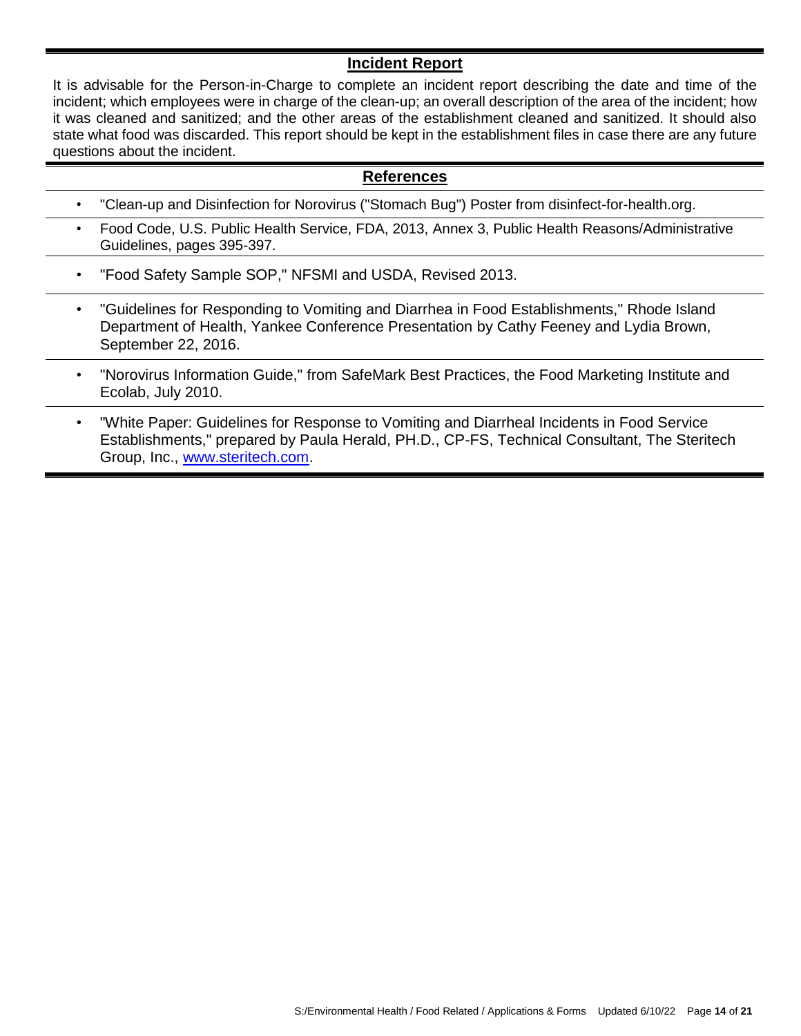## Incident Report

It is advisable for the Person-in-Charge to complete an incident report describing the date and time of the incident; which employees were in charge of the clean-up; an overall description of the area of the incident; how it was cleaned and sanitized; and the other areas of the establishment cleaned and sanitized. It should also state what food was discarded. This report should be kept in the establishment files in case there are any future questions about the incident.

## References

- "Clean-up and Disinfection for Norovirus ("Stomach Bug") Poster from disinfect-for-health.org.
- Food Code, U.S. Public Health Service, FDA, 2013, Annex 3, Public Health Reasons/Administrative Guidelines, pages 395-397.
- "Food Safety Sample SOP," NFSMI and USDA, Revised 2013.
- "Guidelines for Responding to Vomiting and Diarrhea in Food Establishments," Rhode Island Department of Health, Yankee Conference Presentation by Cathy Feeney and Lydia Brown, September 22, 2016.
- "Norovirus Information Guide," from SafeMark Best Practices, the Food Marketing Institute and Ecolab, July 2010.
- "White Paper: Guidelines for Response to Vomiting and Diarrheal Incidents in Food Service Establishments," prepared by Paula Herald, PH.D., CP-FS, Technical Consultant, The Steritech Group, Inc., www.steritech.com.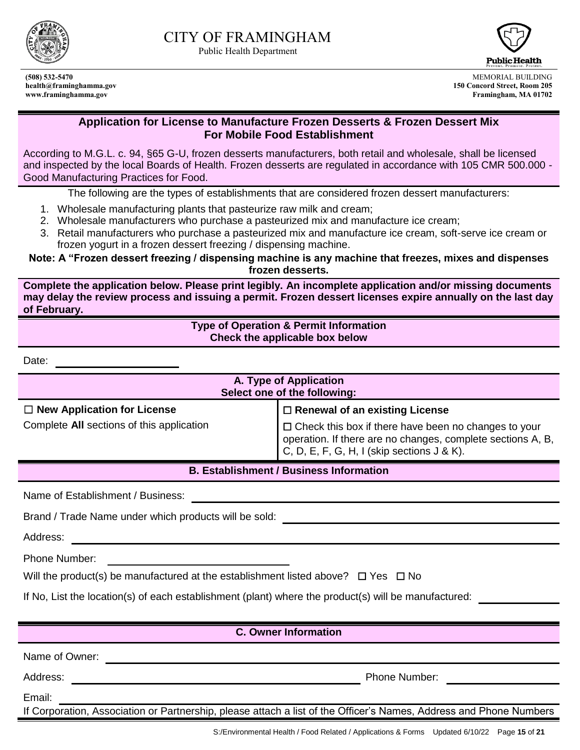# CITY OF FRAMINGHAM

Public Health Department

**(508) 532-5470**
**health@framinghamma.gov**
**www.framinghamma.gov**

MEMORIAL BUILDING
**150 Concord Street, Room 205**
**Framingham, MA 01702**

## Application for License to Manufacture Frozen Desserts & Frozen Dessert Mix For Mobile Food Establishment

According to M.G.L. c. 94, §65 G-U, frozen desserts manufacturers, both retail and wholesale, shall be licensed and inspected by the local Boards of Health. Frozen desserts are regulated in accordance with 105 CMR 500.000 - Good Manufacturing Practices for Food.

The following are the types of establishments that are considered frozen dessert manufacturers:

1. Wholesale manufacturing plants that pasteurize raw milk and cream;
2. Wholesale manufacturers who purchase a pasteurized mix and manufacture ice cream;
3. Retail manufacturers who purchase a pasteurized mix and manufacture ice cream, soft-serve ice cream or frozen yogurt in a frozen dessert freezing / dispensing machine.

**Note: A "Frozen dessert freezing / dispensing machine is any machine that freezes, mixes and dispenses frozen desserts.**

**Complete the application below. Please print legibly. An incomplete application and/or missing documents may delay the review process and issuing a permit. Frozen dessert licenses expire annually on the last day of February.**

### Type of Operation & Permit Information
**Check the applicable box below**

Date: ____________________

### A. Type of Application
**Select one of the following:**

| ☐ **New Application for License** | ☐ **Renewal of an existing License** |
|---|---|
| Complete **All** sections of this application | ☐ Check this box if there have been no changes to your operation. If there are no changes, complete sections A, B, C, D, E, F, G, H, I (skip sections J & K). |

### B. Establishment / Business Information

Name of Establishment / Business: ____________________

Brand / Trade Name under which products will be sold: ____________________

Address: ____________________

Phone Number: ____________________

Will the product(s) be manufactured at the establishment listed above? ☐ Yes ☐ No

If No, List the location(s) of each establishment (plant) where the product(s) will be manufactured: ____________________

### C. Owner Information

Name of Owner: ____________________

Address: ____________________ Phone Number: ____________________

Email: ____________________

If Corporation, Association or Partnership, please attach a list of the Officer's Names, Address and Phone Numbers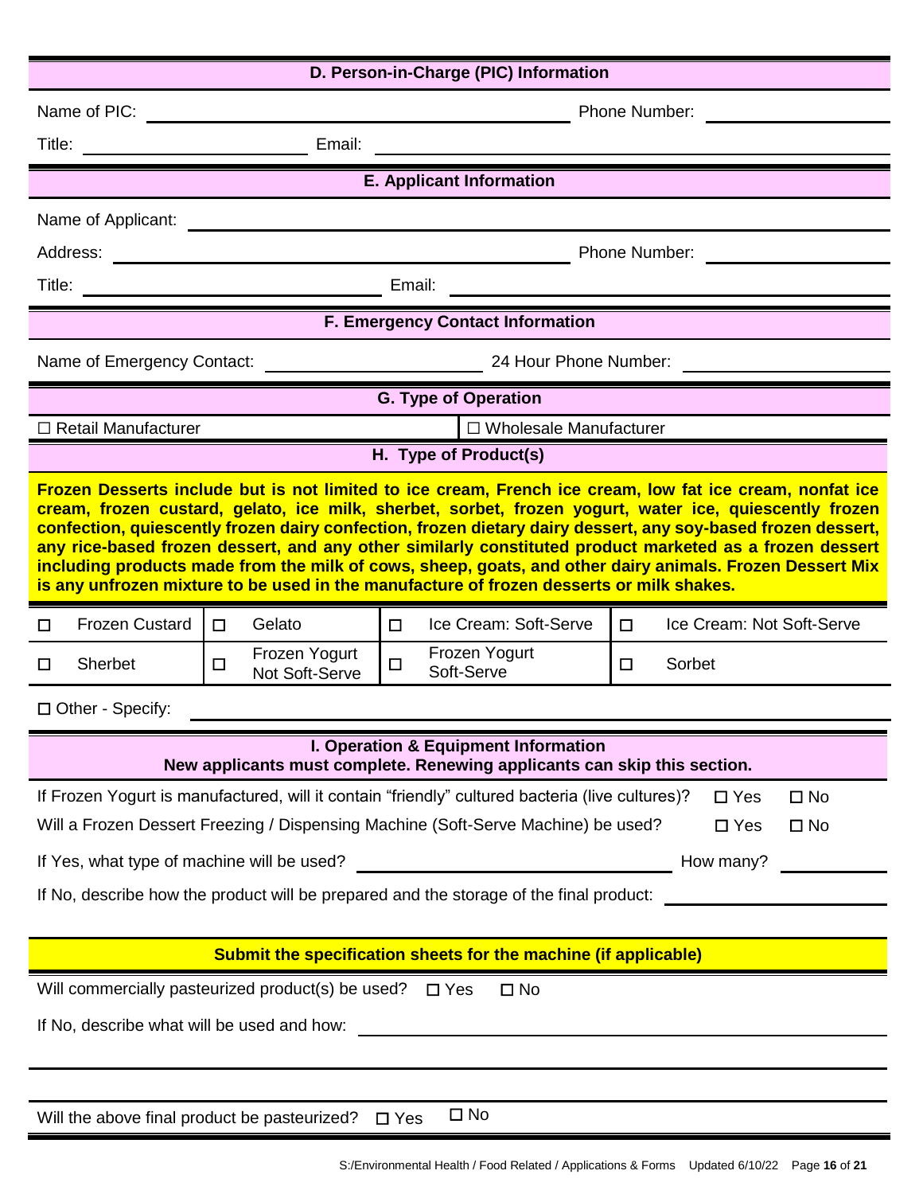## D. Person-in-Charge (PIC) Information

Name of PIC: ______________________________ Phone Number: ______________

Title: ______________ Email: ______________________________

## E. Applicant Information

Name of Applicant: ______________________________

Address: ______________________________ Phone Number: ______________

Title: ______________ Email: ______________________________

## F. Emergency Contact Information

Name of Emergency Contact: ______________ 24 Hour Phone Number: ______________

## G. Type of Operation

| ☐ Retail Manufacturer | ☐ Wholesale Manufacturer |
|---|---|

## H. Type of Product(s)

**Frozen Desserts include but is not limited to ice cream, French ice cream, low fat ice cream, nonfat ice cream, frozen custard, gelato, ice milk, sherbet, sorbet, frozen yogurt, water ice, quiescently frozen confection, quiescently frozen dairy confection, frozen dietary dairy dessert, any soy-based frozen dessert, any rice-based frozen dessert, and any other similarly constituted product marketed as a frozen dessert including products made from the milk of cows, sheep, goats, and other dairy animals. Frozen Dessert Mix is any unfrozen mixture to be used in the manufacture of frozen desserts or milk shakes.**

| | | | | | | | |
|---|---|---|---|---|---|---|---|
| ☐ | Frozen Custard | ☐ | Gelato | ☐ | Ice Cream: Soft-Serve | ☐ | Ice Cream: Not Soft-Serve |
| ☐ | Sherbet | ☐ | Frozen Yogurt Not Soft-Serve | ☐ | Frozen Yogurt Soft-Serve | ☐ | Sorbet |

☐ Other - Specify: ______________________________

## I. Operation & Equipment Information

**New applicants must complete. Renewing applicants can skip this section.**

If Frozen Yogurt is manufactured, will it contain "friendly" cultured bacteria (live cultures)? ☐ Yes ☐ No

Will a Frozen Dessert Freezing / Dispensing Machine (Soft-Serve Machine) be used? ☐ Yes ☐ No

If Yes, what type of machine will be used? ______________________________ How many? ______

If No, describe how the product will be prepared and the storage of the final product: ______________

**Submit the specification sheets for the machine (if applicable)**

Will commercially pasteurized product(s) be used? ☐ Yes ☐ No

If No, describe what will be used and how: ______________________________

______________________________________________________________

Will the above final product be pasteurized? ☐ Yes ☐ No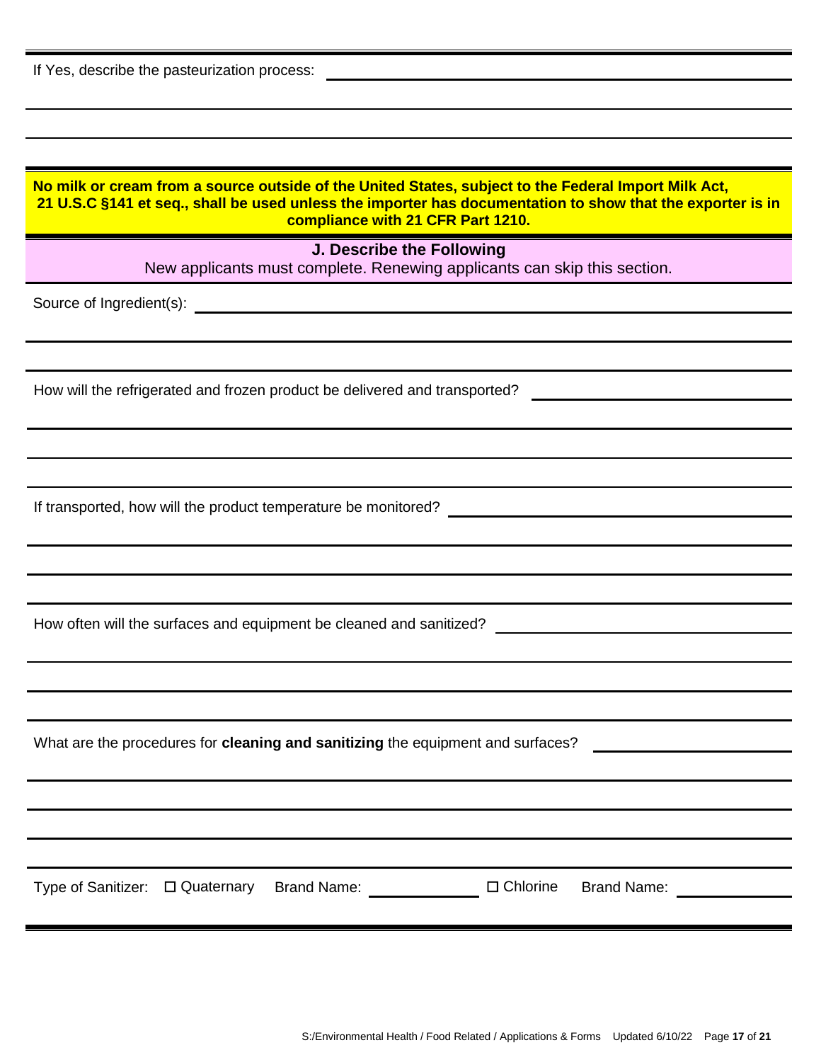If Yes, describe the pasteurization process: ______________________________

______________________________

______________________________

**No milk or cream from a source outside of the United States, subject to the Federal Import Milk Act, 21 U.S.C §141 et seq., shall be used unless the importer has documentation to show that the exporter is in compliance with 21 CFR Part 1210.**

## J. Describe the Following

New applicants must complete. Renewing applicants can skip this section.

Source of Ingredient(s): ______________________________

______________________________

______________________________

How will the refrigerated and frozen product be delivered and transported? ______________________________

______________________________

______________________________

______________________________

If transported, how will the product temperature be monitored? ______________________________

______________________________

______________________________

______________________________

How often will the surfaces and equipment be cleaned and sanitized? ______________________________

______________________________

______________________________

______________________________

What are the procedures for **cleaning and sanitizing** the equipment and surfaces? ______________________________

______________________________

______________________________

______________________________

______________________________

Type of Sanitizer: ☐ Quaternary Brand Name: ______________ ☐ Chlorine Brand Name: ______________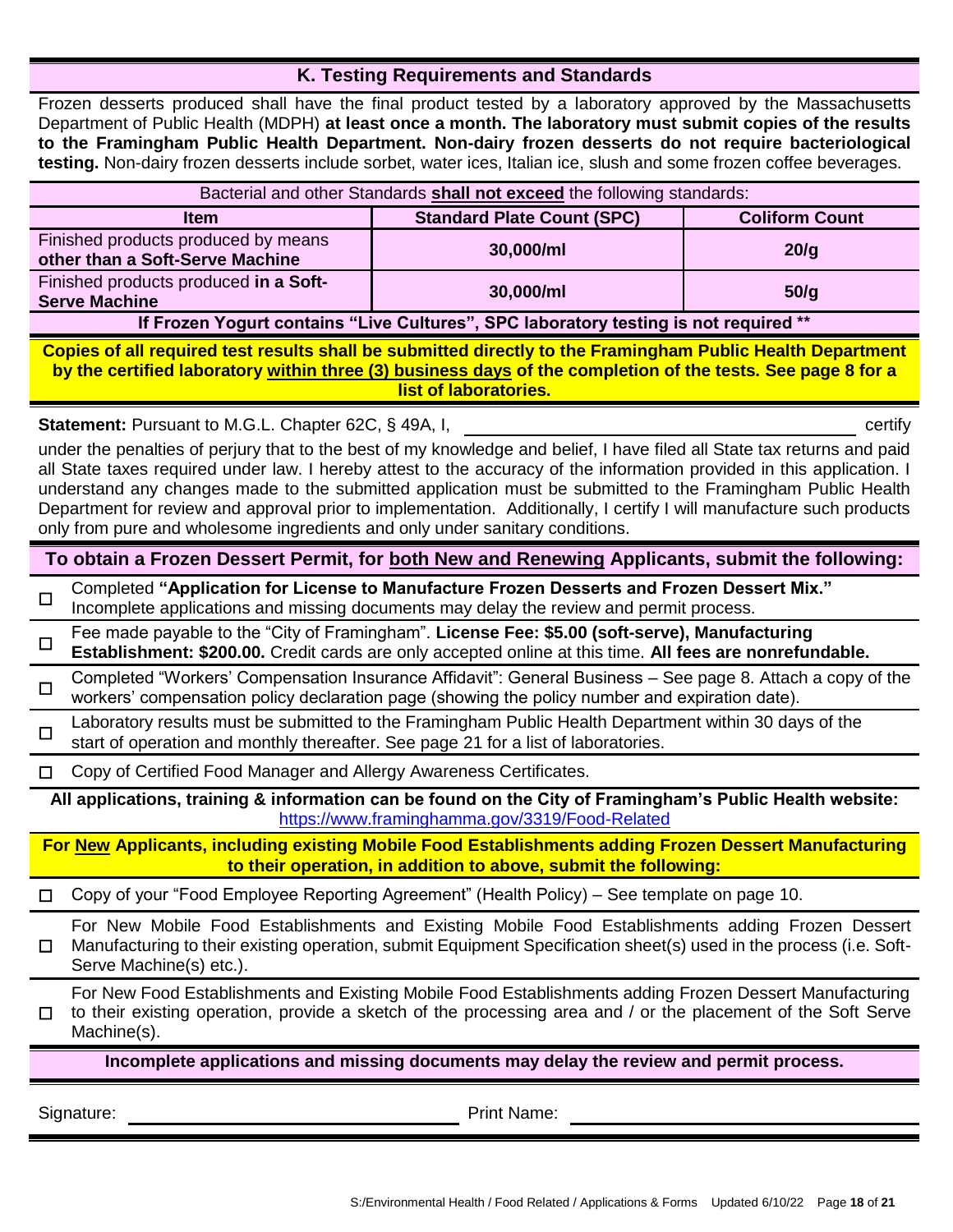## K. Testing Requirements and Standards

Frozen desserts produced shall have the final product tested by a laboratory approved by the Massachusetts Department of Public Health (MDPH) **at least once a month. The laboratory must submit copies of the results to the Framingham Public Health Department. Non-dairy frozen desserts do not require bacteriological testing.** Non-dairy frozen desserts include sorbet, water ices, Italian ice, slush and some frozen coffee beverages.

Bacterial and other Standards **shall not exceed** the following standards:

| Item | Standard Plate Count (SPC) | Coliform Count |
|---|---|---|
| Finished products produced by means **other than a Soft-Serve Machine** | **30,000/ml** | **20/g** |
| Finished products produced **in a Soft-Serve Machine** | **30,000/ml** | **50/g** |

**If Frozen Yogurt contains "Live Cultures", SPC laboratory testing is not required \*\***

**Copies of all required test results shall be submitted directly to the Framingham Public Health Department by the certified laboratory within three (3) business days of the completion of the tests. See page 8 for a list of laboratories.**

**Statement:** Pursuant to M.G.L. Chapter 62C, § 49A, I, ______________________________ certify under the penalties of perjury that to the best of my knowledge and belief, I have filed all State tax returns and paid all State taxes required under law. I hereby attest to the accuracy of the information provided in this application. I understand any changes made to the submitted application must be submitted to the Framingham Public Health Department for review and approval prior to implementation. Additionally, I certify I will manufacture such products only from pure and wholesome ingredients and only under sanitary conditions.

### To obtain a Frozen Dessert Permit, for both New and Renewing Applicants, submit the following:

- ☐ Completed **"Application for License to Manufacture Frozen Desserts and Frozen Dessert Mix."** Incomplete applications and missing documents may delay the review and permit process.
- ☐ Fee made payable to the "City of Framingham". **License Fee: $5.00 (soft-serve), Manufacturing Establishment: $200.00.** Credit cards are only accepted online at this time. **All fees are nonrefundable.**
- ☐ Completed "Workers' Compensation Insurance Affidavit": General Business – See page 8. Attach a copy of the workers' compensation policy declaration page (showing the policy number and expiration date).
- ☐ Laboratory results must be submitted to the Framingham Public Health Department within 30 days of the start of operation and monthly thereafter. See page 21 for a list of laboratories.
- ☐ Copy of Certified Food Manager and Allergy Awareness Certificates.

**All applications, training & information can be found on the City of Framingham's Public Health website:** https://www.framinghamma.gov/3319/Food-Related

### For New Applicants, including existing Mobile Food Establishments adding Frozen Dessert Manufacturing to their operation, in addition to above, submit the following:

- ☐ Copy of your "Food Employee Reporting Agreement" (Health Policy) – See template on page 10.
- ☐ For New Mobile Food Establishments and Existing Mobile Food Establishments adding Frozen Dessert Manufacturing to their existing operation, submit Equipment Specification sheet(s) used in the process (i.e. Soft-Serve Machine(s) etc.).
- ☐ For New Food Establishments and Existing Mobile Food Establishments adding Frozen Dessert Manufacturing to their existing operation, provide a sketch of the processing area and / or the placement of the Soft Serve Machine(s).

**Incomplete applications and missing documents may delay the review and permit process.**

Signature: ______________________________ Print Name: ______________________________

S:/Environmental Health / Food Related / Applications & Forms Updated 6/10/22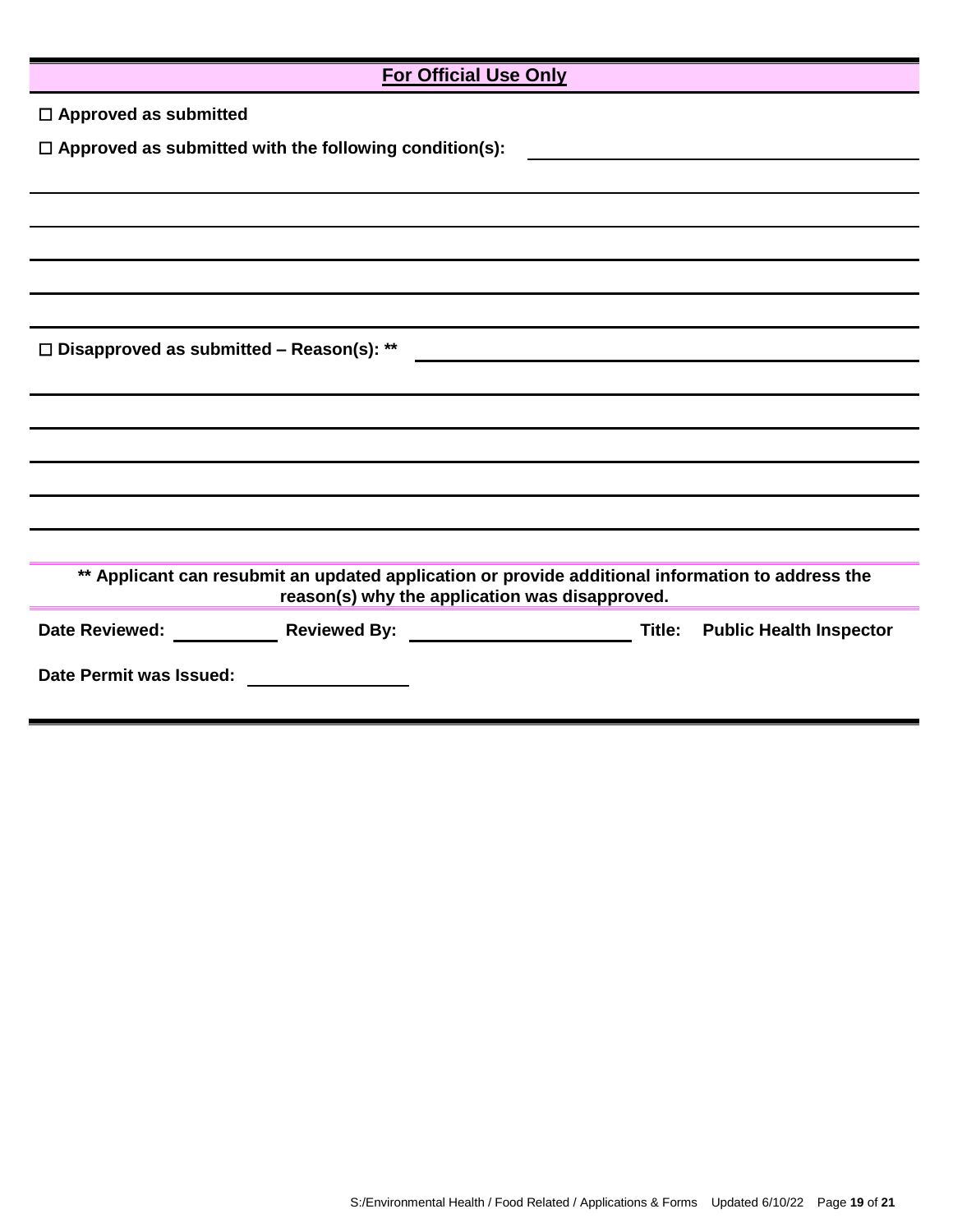## For Official Use Only

☐ **Approved as submitted**

☐ **Approved as submitted with the following condition(s):** ____________________________

______________________________________________________________________

______________________________________________________________________

______________________________________________________________________

______________________________________________________________________

______________________________________________________________________

☐ **Disapproved as submitted – Reason(s): \*\*** ____________________________

______________________________________________________________________

______________________________________________________________________

______________________________________________________________________

______________________________________________________________________

______________________________________________________________________

**\*\* Applicant can resubmit an updated application or provide additional information to address the reason(s) why the application was disapproved.**

**Date Reviewed:** __________ **Reviewed By:** ____________________ **Title: Public Health Inspector**

**Date Permit was Issued:** ______________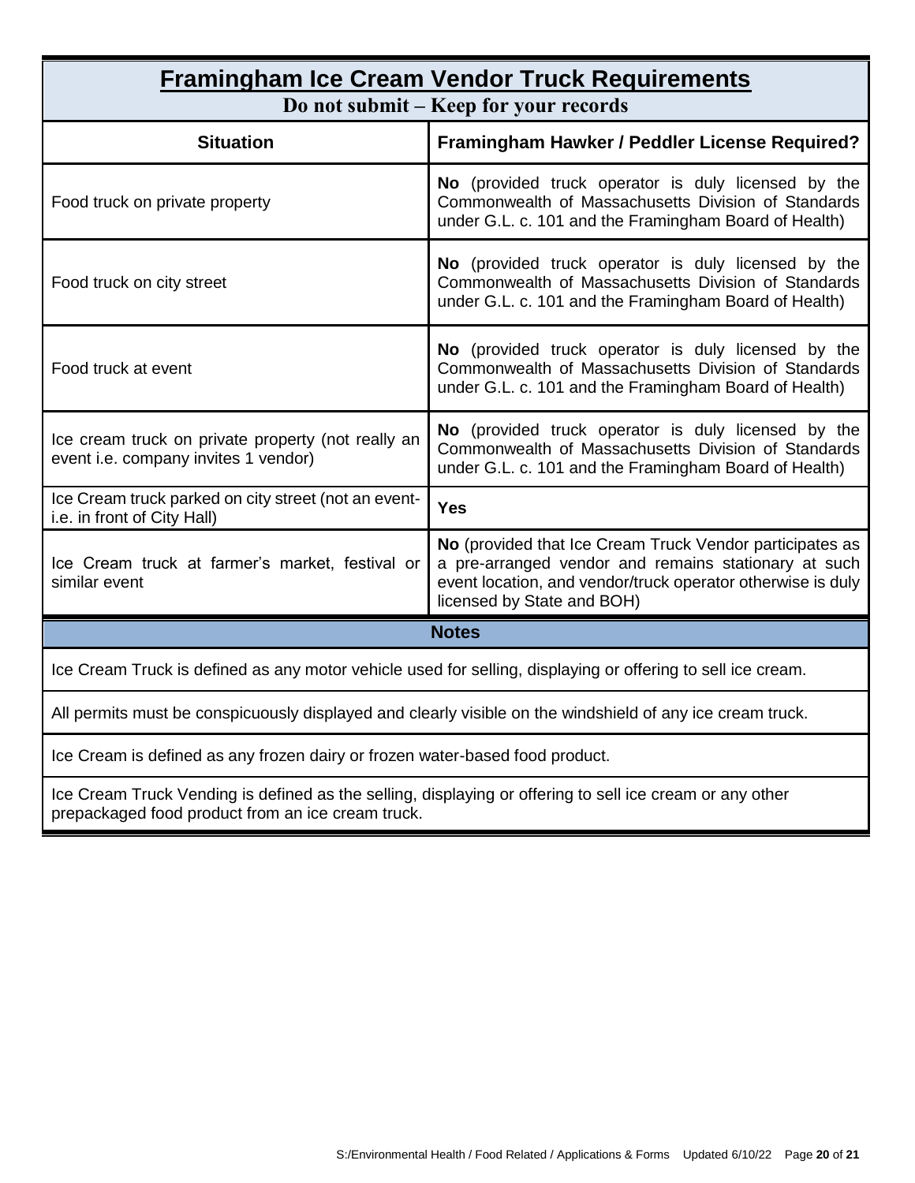# Framingham Ice Cream Vendor Truck Requirements

**Do not submit – Keep for your records**

| Situation | Framingham Hawker / Peddler License Required? |
|---|---|
| Food truck on private property | **No** (provided truck operator is duly licensed by the Commonwealth of Massachusetts Division of Standards under G.L. c. 101 and the Framingham Board of Health) |
| Food truck on city street | **No** (provided truck operator is duly licensed by the Commonwealth of Massachusetts Division of Standards under G.L. c. 101 and the Framingham Board of Health) |
| Food truck at event | **No** (provided truck operator is duly licensed by the Commonwealth of Massachusetts Division of Standards under G.L. c. 101 and the Framingham Board of Health) |
| Ice cream truck on private property (not really an event i.e. company invites 1 vendor) | **No** (provided truck operator is duly licensed by the Commonwealth of Massachusetts Division of Standards under G.L. c. 101 and the Framingham Board of Health) |
| Ice Cream truck parked on city street (not an event- i.e. in front of City Hall) | **Yes** |
| Ice Cream truck at farmer's market, festival or similar event | **No** (provided that Ice Cream Truck Vendor participates as a pre-arranged vendor and remains stationary at such event location, and vendor/truck operator otherwise is duly licensed by State and BOH) |

## Notes

Ice Cream Truck is defined as any motor vehicle used for selling, displaying or offering to sell ice cream.

All permits must be conspicuously displayed and clearly visible on the windshield of any ice cream truck.

Ice Cream is defined as any frozen dairy or frozen water-based food product.

Ice Cream Truck Vending is defined as the selling, displaying or offering to sell ice cream or any other prepackaged food product from an ice cream truck.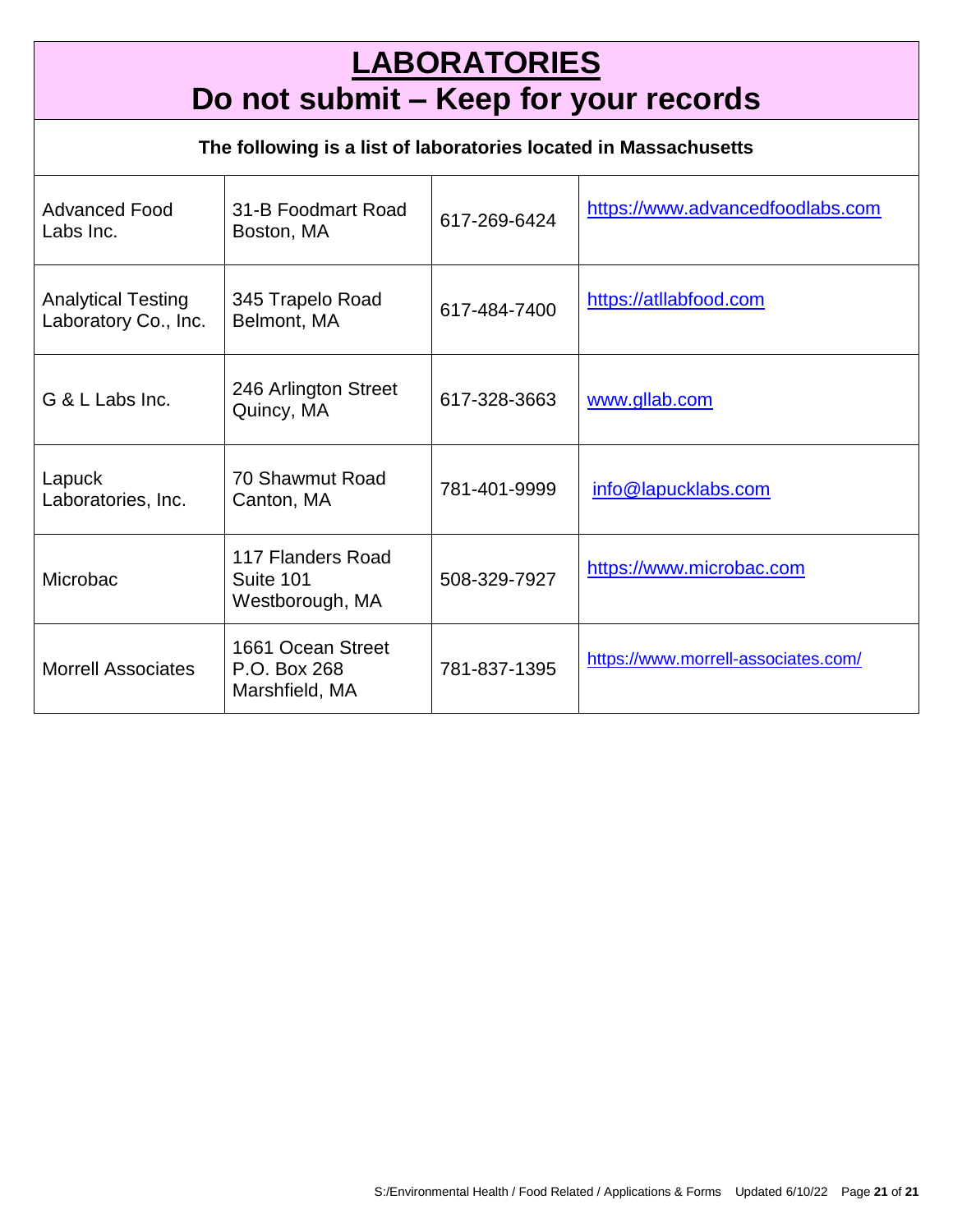# LABORATORIES
# Do not submit – Keep for your records

**The following is a list of laboratories located in Massachusetts**

| | | | |
|---|---|---|---|
| Advanced Food Labs Inc. | 31-B Foodmart Road Boston, MA | 617-269-6424 | https://www.advancedfoodlabs.com |
| Analytical Testing Laboratory Co., Inc. | 345 Trapelo Road Belmont, MA | 617-484-7400 | https://atllabfood.com |
| G & L Labs Inc. | 246 Arlington Street Quincy, MA | 617-328-3663 | www.gllab.com |
| Lapuck Laboratories, Inc. | 70 Shawmut Road Canton, MA | 781-401-9999 | info@lapucklabs.com |
| Microbac | 117 Flanders Road Suite 101 Westborough, MA | 508-329-7927 | https://www.microbac.com |
| Morrell Associates | 1661 Ocean Street P.O. Box 268 Marshfield, MA | 781-837-1395 | https://www.morrell-associates.com/ |